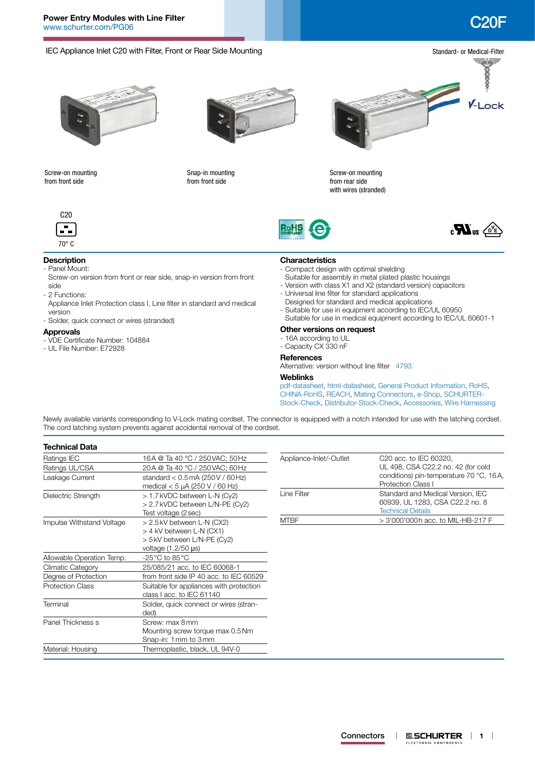# Power Entry Modules with Line Filter

www.schurter.com/PG06

# C20F

## IEC Appliance Inlet C20 with Filter, Front or Rear Side Mounting

Standard- or Medical-Filter

V-Lock

Screw-on mounting from front side

Snap-in mounting from front side

Screw-on mounting from rear side with wires (stranded)

C20

70° C

### Description

- Panel Mount:
  Screw-on version from front or rear side, snap-in version from front side
- 2 Functions:
  Appliance Inlet Protection class I, Line filter in standard and medical version
- Solder, quick connect or wires (stranded)

### Approvals

- VDE Certificate Number: 104884
- UL File Number: E72928

### Characteristics

- Compact design with optimal shielding
  Suitable for assembly in metal plated plastic housings
- Version with class X1 and X2 (standard version) capacitors
- Universal line filter for standard applications
  Designed for standard and medical applications
- Suitable for use in equipment according to IEC/UL 60950
  Suitable for use in medical equipment according to IEC/UL 60601-1

### Other versions on request

- 16A according to UL
- Capacity CX 330 nF

### References

Alternative: version without line filter 4793

### Weblinks

pdf-datasheet, html-datasheet, General Product Information, RoHS, CHINA-RoHS, REACH, Mating Connectors, e-Shop, SCHURTER-Stock-Check, Distributor-Stock-Check, Accessories, Wire Harnessing

Newly available variants corresponding to V-Lock mating cordset. The connector is equipped with a notch intended for use with the latching cordset. The cord latching system prevents against accidental removal of the cordset.

### Technical Data

| | |
|---|---|
| Ratings IEC | 16A @ Ta 40 °C / 250VAC; 50Hz |
| Ratings UL/CSA | 20A @ Ta 40 °C / 250VAC; 60Hz |
| Leakage Current | standard < 0.5mA (250V / 60Hz)<br>medical < 5 µA (250 V / 60 Hz) |
| Dielectric Strength | > 1.7kVDC between L-N (Cy2)<br>> 2.7kVDC between L/N-PE (Cy2)<br>Test voltage (2sec) |
| Impulse Withstand Voltage | > 2.5kV between L-N (CX2)<br>> 4 kV between L-N (CX1)<br>> 5kV between L/N-PE (Cy2)<br>voltage (1.2/50 µs) |
| Allowable Operation Temp. | -25°C to 85°C |
| Climatic Category | 25/085/21 acc. to IEC 60068-1 |
| Degree of Protection | from front side IP 40 acc. to IEC 60529 |
| Protection Class | Suitable for appliances with protection class I acc. to IEC 61140 |
| Terminal | Solder, quick connect or wires (stranded) |
| Panel Thickness s | Screw: max 8mm<br>Mounting screw torque max 0.5Nm<br>Snap-in: 1mm to 3mm |
| Material: Housing | Thermoplastic, black, UL 94V-0 |

| | |
|---|---|
| Appliance-Inlet/-Outlet | C20 acc. to IEC 60320, UL 498, CSA C22.2 no. 42 (for cold conditions) pin-temperature 70 °C, 16A, Protection Class I |
| Line Filter | Standard and Medical Version, IEC 60939, UL 1283, CSA C22.2 no. 8<br>Technical Details |
| MTBF | > 3'000'000h acc. to MIL-HB-217 F |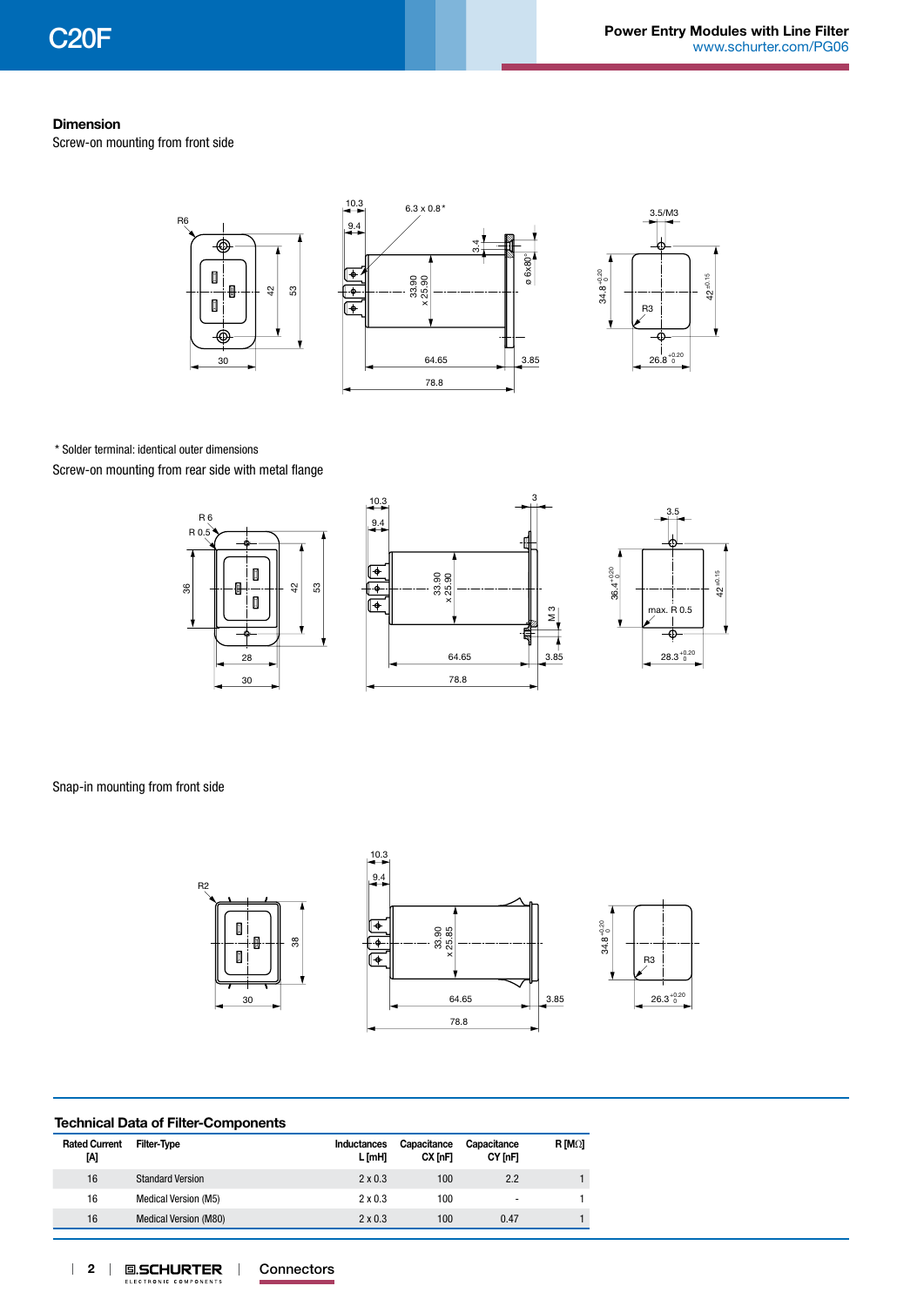## Dimension

Screw-on mounting from front side

* Solder terminal: identical outer dimensions

Screw-on mounting from rear side with metal flange

Snap-in mounting from front side

## Technical Data of Filter-Components

| Rated Current [A] | Filter-Type | Inductances L [mH] | Capacitance CX [nF] | Capacitance CY [nF] | R [MΩ] |
|---|---|---|---|---|---|
| 16 | Standard Version | 2 x 0.3 | 100 | 2.2 | 1 |
| 16 | Medical Version (M5) | 2 x 0.3 | 100 | - | 1 |
| 16 | Medical Version (M80) | 2 x 0.3 | 100 | 0.47 | 1 |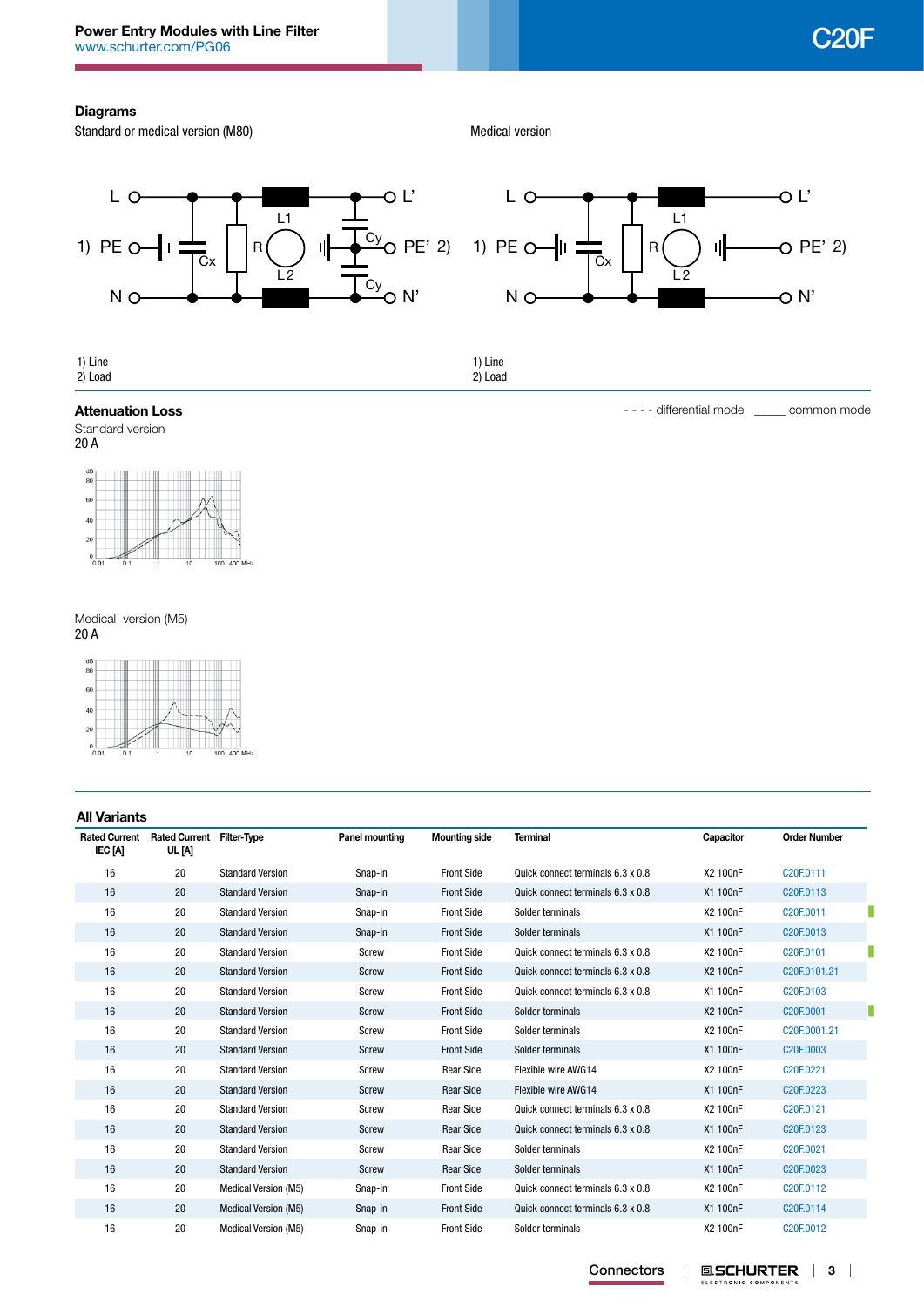## Diagrams

Standard or medical version (M80)

1) Line
2) Load

Medical version

1) Line
2) Load

## Attenuation Loss

- - - - differential mode _____ common mode

Standard version
20 A

Medical version (M5)
20 A

## All Variants

| Rated Current IEC [A] | Rated Current UL [A] | Filter-Type | Panel mounting | Mounting side | Terminal | Capacitor | Order Number |
|---|---|---|---|---|---|---|---|
| 16 | 20 | Standard Version | Snap-in | Front Side | Quick connect terminals 6.3 x 0.8 | X2 100nF | C20F.0111 |
| 16 | 20 | Standard Version | Snap-in | Front Side | Quick connect terminals 6.3 x 0.8 | X1 100nF | C20F.0113 |
| 16 | 20 | Standard Version | Snap-in | Front Side | Solder terminals | X2 100nF | C20F.0011 |
| 16 | 20 | Standard Version | Snap-in | Front Side | Solder terminals | X1 100nF | C20F.0013 |
| 16 | 20 | Standard Version | Screw | Front Side | Quick connect terminals 6.3 x 0.8 | X2 100nF | C20F.0101 |
| 16 | 20 | Standard Version | Screw | Front Side | Quick connect terminals 6.3 x 0.8 | X2 100nF | C20F.0101.21 |
| 16 | 20 | Standard Version | Screw | Front Side | Quick connect terminals 6.3 x 0.8 | X1 100nF | C20F.0103 |
| 16 | 20 | Standard Version | Screw | Front Side | Solder terminals | X2 100nF | C20F.0001 |
| 16 | 20 | Standard Version | Screw | Front Side | Solder terminals | X2 100nF | C20F.0001.21 |
| 16 | 20 | Standard Version | Screw | Front Side | Solder terminals | X1 100nF | C20F.0003 |
| 16 | 20 | Standard Version | Screw | Rear Side | Flexible wire AWG14 | X2 100nF | C20F.0221 |
| 16 | 20 | Standard Version | Screw | Rear Side | Flexible wire AWG14 | X1 100nF | C20F.0223 |
| 16 | 20 | Standard Version | Screw | Rear Side | Quick connect terminals 6.3 x 0.8 | X2 100nF | C20F.0121 |
| 16 | 20 | Standard Version | Screw | Rear Side | Quick connect terminals 6.3 x 0.8 | X1 100nF | C20F.0123 |
| 16 | 20 | Standard Version | Screw | Rear Side | Solder terminals | X2 100nF | C20F.0021 |
| 16 | 20 | Standard Version | Screw | Rear Side | Solder terminals | X1 100nF | C20F.0023 |
| 16 | 20 | Medical Version (M5) | Snap-in | Front Side | Quick connect terminals 6.3 x 0.8 | X2 100nF | C20F.0112 |
| 16 | 20 | Medical Version (M5) | Snap-in | Front Side | Quick connect terminals 6.3 x 0.8 | X1 100nF | C20F.0114 |
| 16 | 20 | Medical Version (M5) | Snap-in | Front Side | Solder terminals | X2 100nF | C20F.0012 |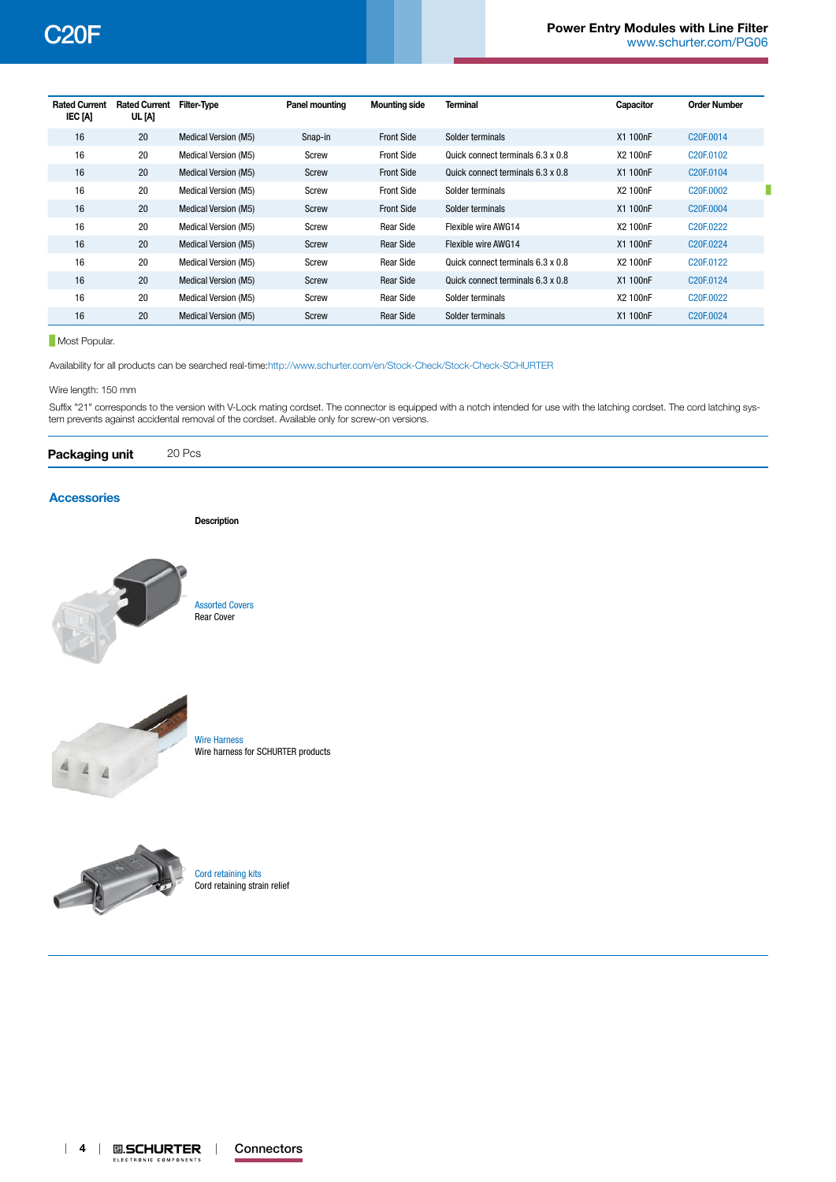| Rated Current IEC [A] | Rated Current UL [A] | Filter-Type | Panel mounting | Mounting side | Terminal | Capacitor | Order Number |
|---|---|---|---|---|---|---|---|
| 16 | 20 | Medical Version (M5) | Snap-in | Front Side | Solder terminals | X1 100nF | C20F.0014 |
| 16 | 20 | Medical Version (M5) | Screw | Front Side | Quick connect terminals 6.3 x 0.8 | X2 100nF | C20F.0102 |
| 16 | 20 | Medical Version (M5) | Screw | Front Side | Quick connect terminals 6.3 x 0.8 | X1 100nF | C20F.0104 |
| 16 | 20 | Medical Version (M5) | Screw | Front Side | Solder terminals | X2 100nF | C20F.0002 |
| 16 | 20 | Medical Version (M5) | Screw | Front Side | Solder terminals | X1 100nF | C20F.0004 |
| 16 | 20 | Medical Version (M5) | Screw | Rear Side | Flexible wire AWG14 | X2 100nF | C20F.0222 |
| 16 | 20 | Medical Version (M5) | Screw | Rear Side | Flexible wire AWG14 | X1 100nF | C20F.0224 |
| 16 | 20 | Medical Version (M5) | Screw | Rear Side | Quick connect terminals 6.3 x 0.8 | X2 100nF | C20F.0122 |
| 16 | 20 | Medical Version (M5) | Screw | Rear Side | Quick connect terminals 6.3 x 0.8 | X1 100nF | C20F.0124 |
| 16 | 20 | Medical Version (M5) | Screw | Rear Side | Solder terminals | X2 100nF | C20F.0022 |
| 16 | 20 | Medical Version (M5) | Screw | Rear Side | Solder terminals | X1 100nF | C20F.0024 |

Most Popular.

Availability for all products can be searched real-time:http://www.schurter.com/en/Stock-Check/Stock-Check-SCHURTER

Wire length: 150 mm

Suffix "21" corresponds to the version with V-Lock mating cordset. The connector is equipped with a notch intended for use with the latching cordset. The cord latching system prevents against accidental removal of the cordset. Available only for screw-on versions.

**Packaging unit** 20 Pcs

## Accessories

| | Description |
|---|---|
| | Assorted Covers<br>Rear Cover |
| | Wire Harness<br>Wire harness for SCHURTER products |
| | Cord retaining kits<br>Cord retaining strain relief |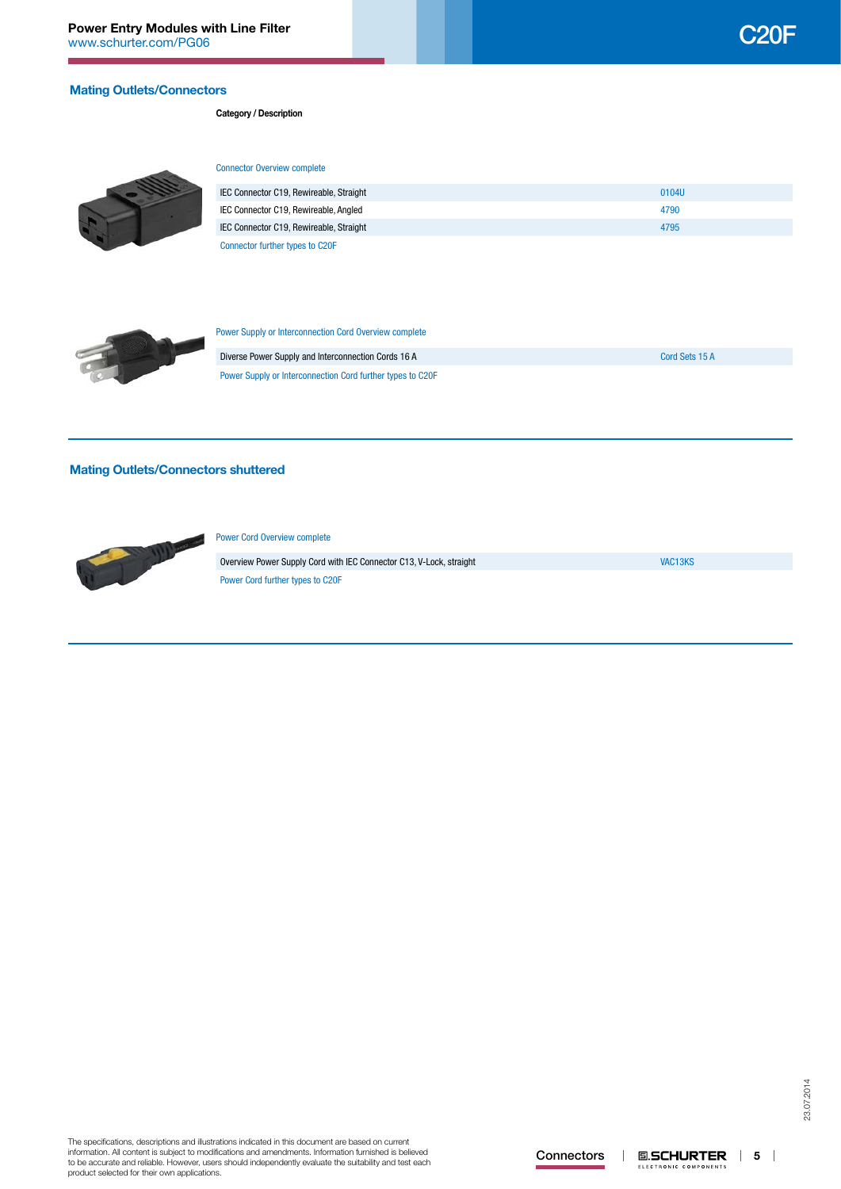## Mating Outlets/Connectors

**Category / Description**

Connector Overview complete

| | |
|---|---|
| IEC Connector C19, Rewireable, Straight | 0104U |
| IEC Connector C19, Rewireable, Angled | 4790 |
| IEC Connector C19, Rewireable, Straight | 4795 |

Connector further types to C20F

Power Supply or Interconnection Cord Overview complete

| | |
|---|---|
| Diverse Power Supply and Interconnection Cords 16 A | Cord Sets 15 A |

Power Supply or Interconnection Cord further types to C20F

## Mating Outlets/Connectors shuttered

Power Cord Overview complete

| | |
|---|---|
| Overview Power Supply Cord with IEC Connector C13, V-Lock, straight | VAC13KS |

Power Cord further types to C20F

The specifications, descriptions and illustrations indicated in this document are based on current information. All content is subject to modifications and amendments. Information furnished is believed to be accurate and reliable. However, users should independently evaluate the suitability and test each product selected for their own applications.

23.07.2014